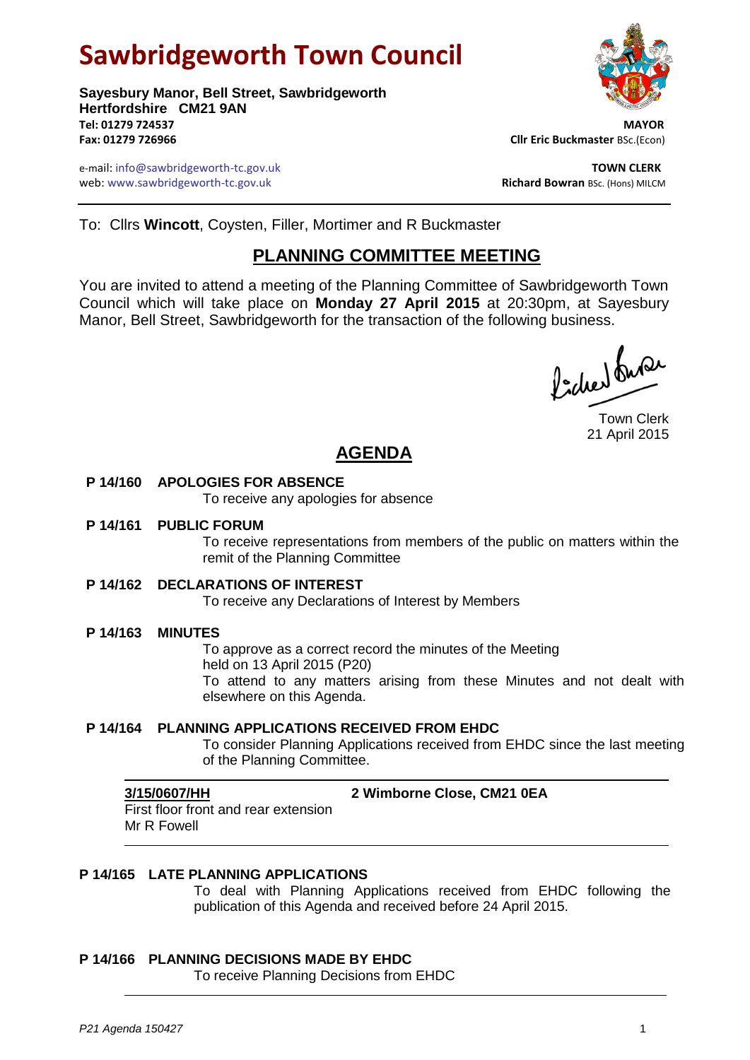# Sawbridgeworth Town Council

**Sayesbury Manor, Bell Street, Sawbridgeworth**
**Hertfordshire CM21 9AN**
**Tel: 01279 724537**
**Fax: 01279 726966**

e-mail: info@sawbridgeworth-tc.gov.uk
web: www.sawbridgeworth-tc.gov.uk

**MAYOR**
**Cllr Eric Buckmaster** BSc.(Econ)

**TOWN CLERK**
**Richard Bowran** BSc. (Hons) MILCM

---

To: Cllrs **Wincott**, Coysten, Filler, Mortimer and R Buckmaster

## PLANNING COMMITTEE MEETING

You are invited to attend a meeting of the Planning Committee of Sawbridgeworth Town Council which will take place on **Monday 27 April 2015** at 20:30pm, at Sayesbury Manor, Bell Street, Sawbridgeworth for the transaction of the following business.

Town Clerk
21 April 2015

## AGENDA

**P 14/160 APOLOGIES FOR ABSENCE**
To receive any apologies for absence

**P 14/161 PUBLIC FORUM**
To receive representations from members of the public on matters within the remit of the Planning Committee

**P 14/162 DECLARATIONS OF INTEREST**
To receive any Declarations of Interest by Members

**P 14/163 MINUTES**
To approve as a correct record the minutes of the Meeting held on 13 April 2015 (P20)
To attend to any matters arising from these Minutes and not dealt with elsewhere on this Agenda.

**P 14/164 PLANNING APPLICATIONS RECEIVED FROM EHDC**
To consider Planning Applications received from EHDC since the last meeting of the Planning Committee.

---

**3/15/0607/HH** **2 Wimborne Close, CM21 0EA**
First floor front and rear extension
Mr R Fowell

---

**P 14/165 LATE PLANNING APPLICATIONS**
To deal with Planning Applications received from EHDC following the publication of this Agenda and received before 24 April 2015.

**P 14/166 PLANNING DECISIONS MADE BY EHDC**
To receive Planning Decisions from EHDC

---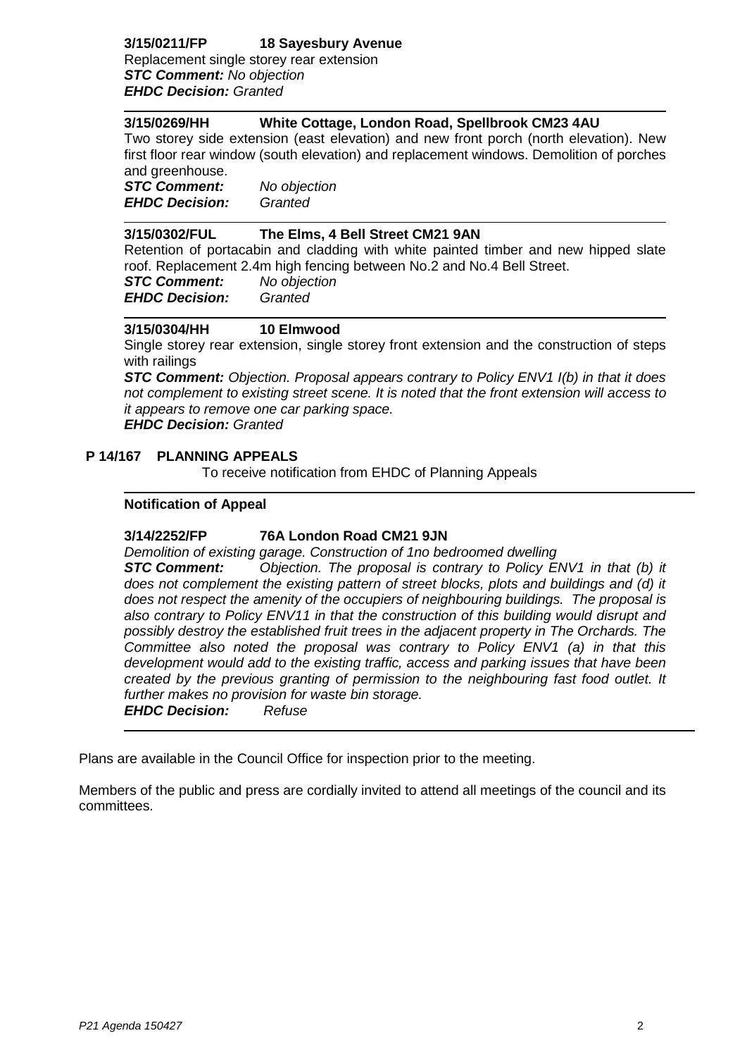**3/15/0211/FP 18 Sayesbury Avenue**
Replacement single storey rear extension
***STC Comment:*** *No objection*
***EHDC Decision:*** *Granted*

---

**3/15/0269/HH White Cottage, London Road, Spellbrook CM23 4AU**
Two storey side extension (east elevation) and new front porch (north elevation). New first floor rear window (south elevation) and replacement windows. Demolition of porches and greenhouse.
***STC Comment:*** *No objection*
***EHDC Decision:*** *Granted*

---

**3/15/0302/FUL The Elms, 4 Bell Street CM21 9AN**
Retention of portacabin and cladding with white painted timber and new hipped slate roof. Replacement 2.4m high fencing between No.2 and No.4 Bell Street.
***STC Comment:*** *No objection*
***EHDC Decision:*** *Granted*

---

**3/15/0304/HH 10 Elmwood**
Single storey rear extension, single storey front extension and the construction of steps with railings
***STC Comment:*** *Objection. Proposal appears contrary to Policy ENV1 I(b) in that it does not complement to existing street scene. It is noted that the front extension will access to it appears to remove one car parking space.*
***EHDC Decision:*** *Granted*

## P 14/167 PLANNING APPEALS

To receive notification from EHDC of Planning Appeals

---

**Notification of Appeal**

**3/14/2252/FP 76A London Road CM21 9JN**
*Demolition of existing garage. Construction of 1no bedroomed dwelling*
***STC Comment:*** *Objection. The proposal is contrary to Policy ENV1 in that (b) it does not complement the existing pattern of street blocks, plots and buildings and (d) it does not respect the amenity of the occupiers of neighbouring buildings. The proposal is also contrary to Policy ENV11 in that the construction of this building would disrupt and possibly destroy the established fruit trees in the adjacent property in The Orchards. The Committee also noted the proposal was contrary to Policy ENV1 (a) in that this development would add to the existing traffic, access and parking issues that have been created by the previous granting of permission to the neighbouring fast food outlet. It further makes no provision for waste bin storage.*
***EHDC Decision:*** *Refuse*

---

Plans are available in the Council Office for inspection prior to the meeting.

Members of the public and press are cordially invited to attend all meetings of the council and its committees.